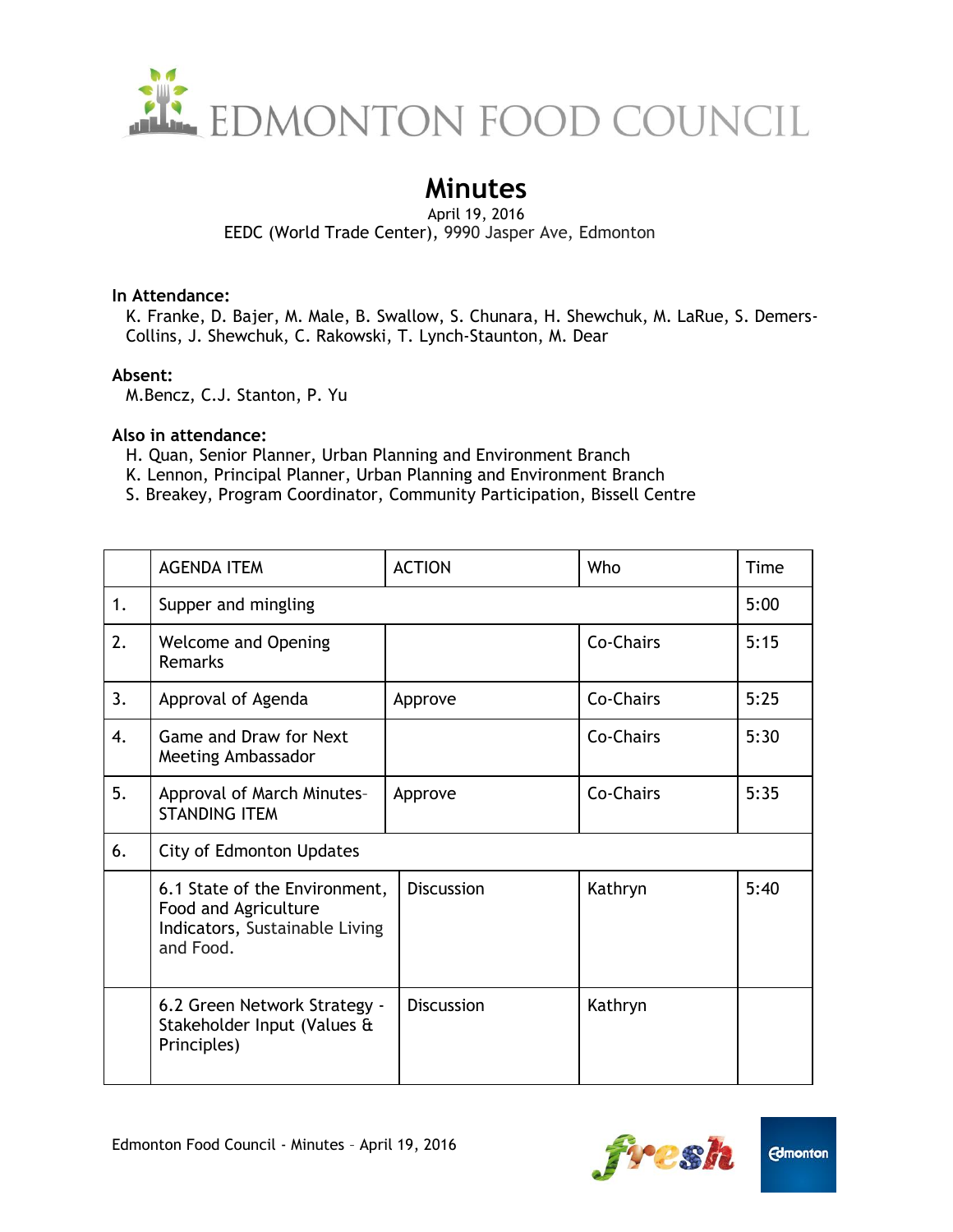# EDMONTON FOOD COUNCIL

## Minutes

April 19, 2016
EEDC (World Trade Center), 9990 Jasper Ave, Edmonton

**In Attendance:**
K. Franke, D. Bajer, M. Male, B. Swallow, S. Chunara, H. Shewchuk, M. LaRue, S. Demers-Collins, J. Shewchuk, C. Rakowski, T. Lynch-Staunton, M. Dear

**Absent:**
M.Bencz, C.J. Stanton, P. Yu

**Also in attendance:**
H. Quan, Senior Planner, Urban Planning and Environment Branch
K. Lennon, Principal Planner, Urban Planning and Environment Branch
S. Breakey, Program Coordinator, Community Participation, Bissell Centre

| | AGENDA ITEM | ACTION | Who | Time |
|---|---|---|---|---|
| 1. | Supper and mingling | | | 5:00 |
| 2. | Welcome and Opening Remarks | | Co-Chairs | 5:15 |
| 3. | Approval of Agenda | Approve | Co-Chairs | 5:25 |
| 4. | Game and Draw for Next Meeting Ambassador | | Co-Chairs | 5:30 |
| 5. | Approval of March Minutes- STANDING ITEM | Approve | Co-Chairs | 5:35 |
| 6. | City of Edmonton Updates | | | |
| | 6.1 State of the Environment, Food and Agriculture Indicators, Sustainable Living and Food. | Discussion | Kathryn | 5:40 |
| | 6.2 Green Network Strategy - Stakeholder Input (Values & Principles) | Discussion | Kathryn | |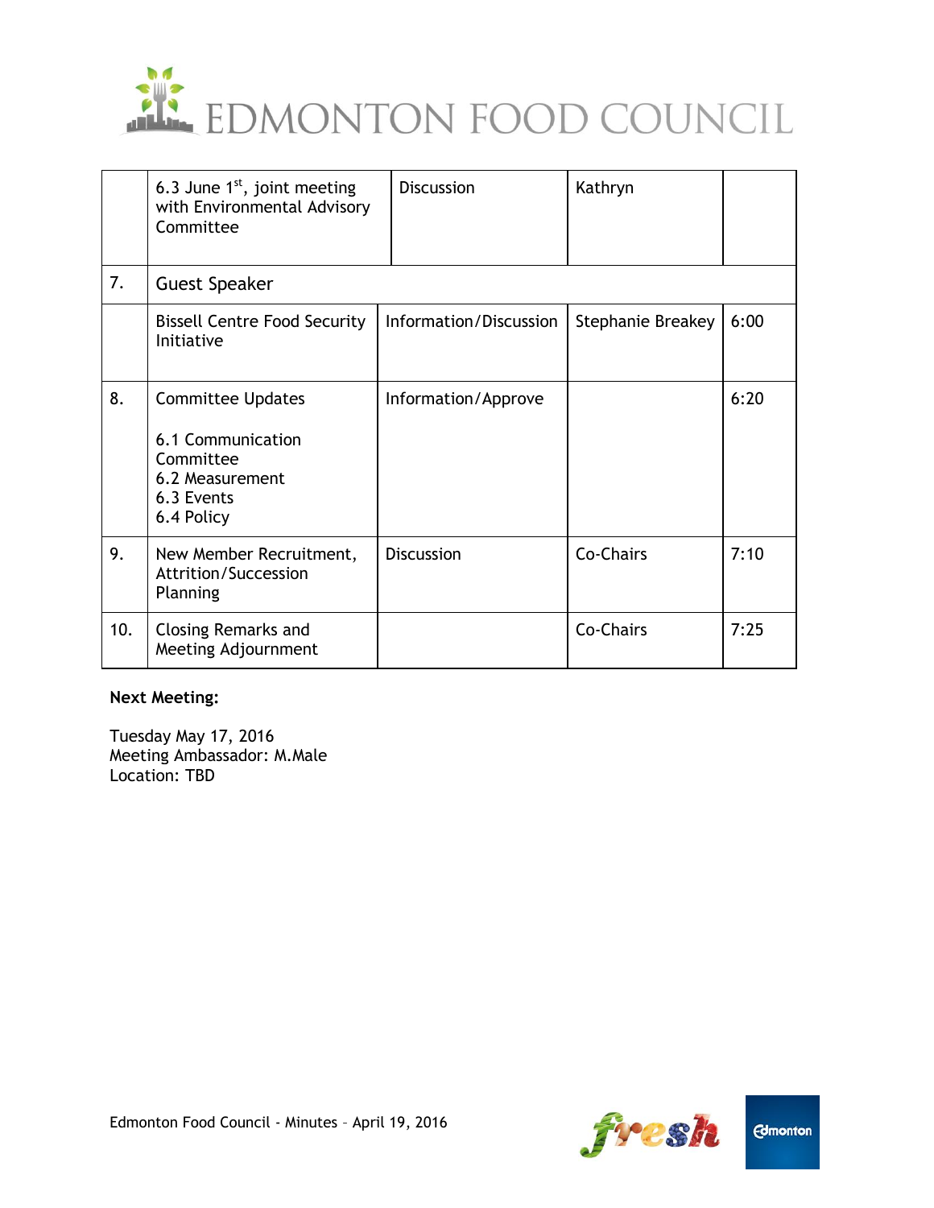|  | 6.3 June 1st, joint meeting with Environmental Advisory Committee | Discussion | Kathryn |  |
|---|---|---|---|---|
| 7. | Guest Speaker |  |  |  |
|  | Bissell Centre Food Security Initiative | Information/Discussion | Stephanie Breakey | 6:00 |
| 8. | Committee Updates<br><br>6.1 Communication Committee<br>6.2 Measurement<br>6.3 Events<br>6.4 Policy | Information/Approve |  | 6:20 |
| 9. | New Member Recruitment, Attrition/Succession Planning | Discussion | Co-Chairs | 7:10 |
| 10. | Closing Remarks and Meeting Adjournment |  | Co-Chairs | 7:25 |

**Next Meeting:**

Tuesday May 17, 2016
Meeting Ambassador: M.Male
Location: TBD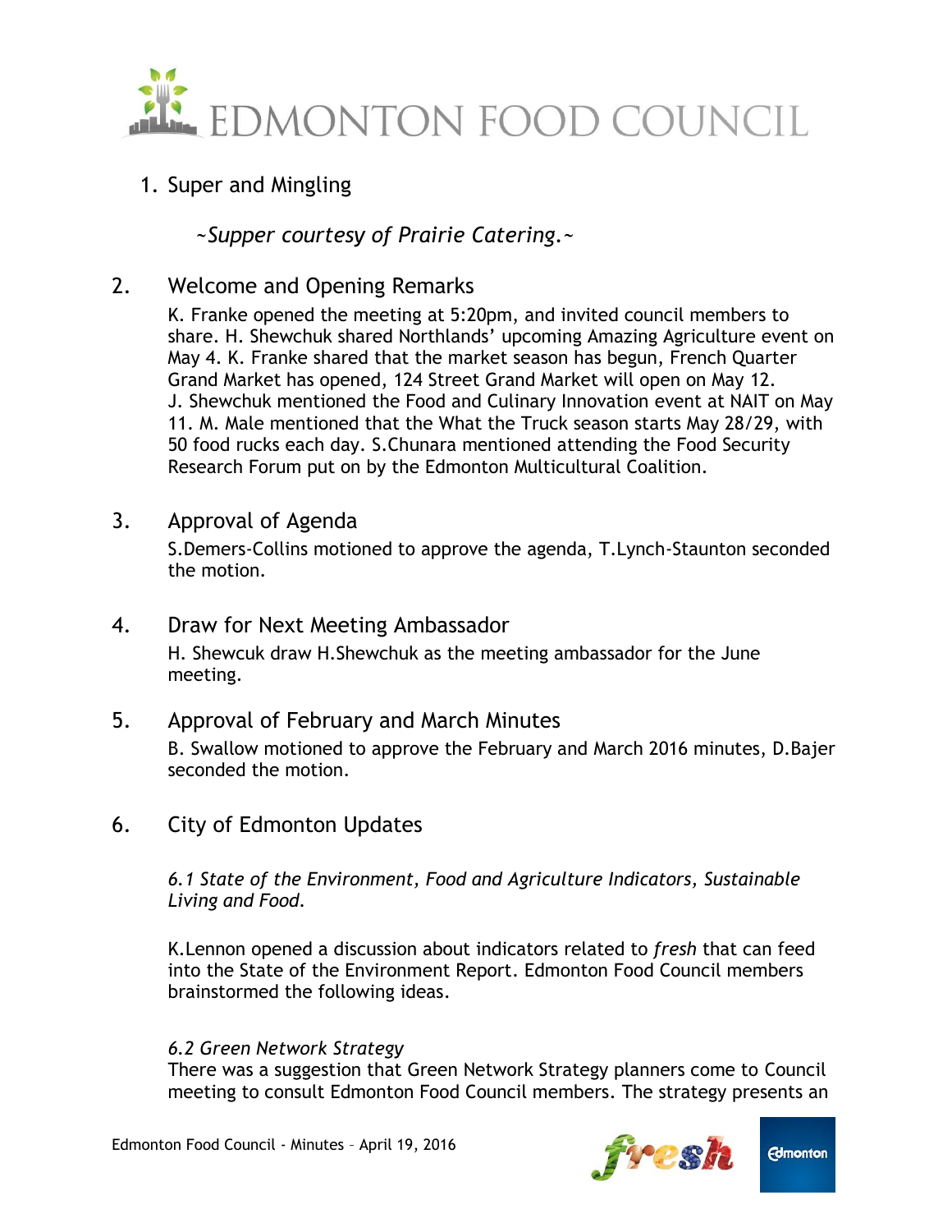1. Super and Mingling

   *~Supper courtesy of Prairie Catering.~*

2. Welcome and Opening Remarks

   K. Franke opened the meeting at 5:20pm, and invited council members to share. H. Shewchuk shared Northlands' upcoming Amazing Agriculture event on May 4. K. Franke shared that the market season has begun, French Quarter Grand Market has opened, 124 Street Grand Market will open on May 12. J. Shewchuk mentioned the Food and Culinary Innovation event at NAIT on May 11. M. Male mentioned that the What the Truck season starts May 28/29, with 50 food rucks each day. S.Chunara mentioned attending the Food Security Research Forum put on by the Edmonton Multicultural Coalition.

3. Approval of Agenda

   S.Demers-Collins motioned to approve the agenda, T.Lynch-Staunton seconded the motion.

4. Draw for Next Meeting Ambassador

   H. Shewcuk draw H.Shewchuk as the meeting ambassador for the June meeting.

5. Approval of February and March Minutes

   B. Swallow motioned to approve the February and March 2016 minutes, D.Bajer seconded the motion.

6. City of Edmonton Updates

   *6.1 State of the Environment, Food and Agriculture Indicators, Sustainable Living and Food.*

   K.Lennon opened a discussion about indicators related to *fresh* that can feed into the State of the Environment Report. Edmonton Food Council members brainstormed the following ideas.

   *6.2 Green Network Strategy*

   There was a suggestion that Green Network Strategy planners come to Council meeting to consult Edmonton Food Council members. The strategy presents an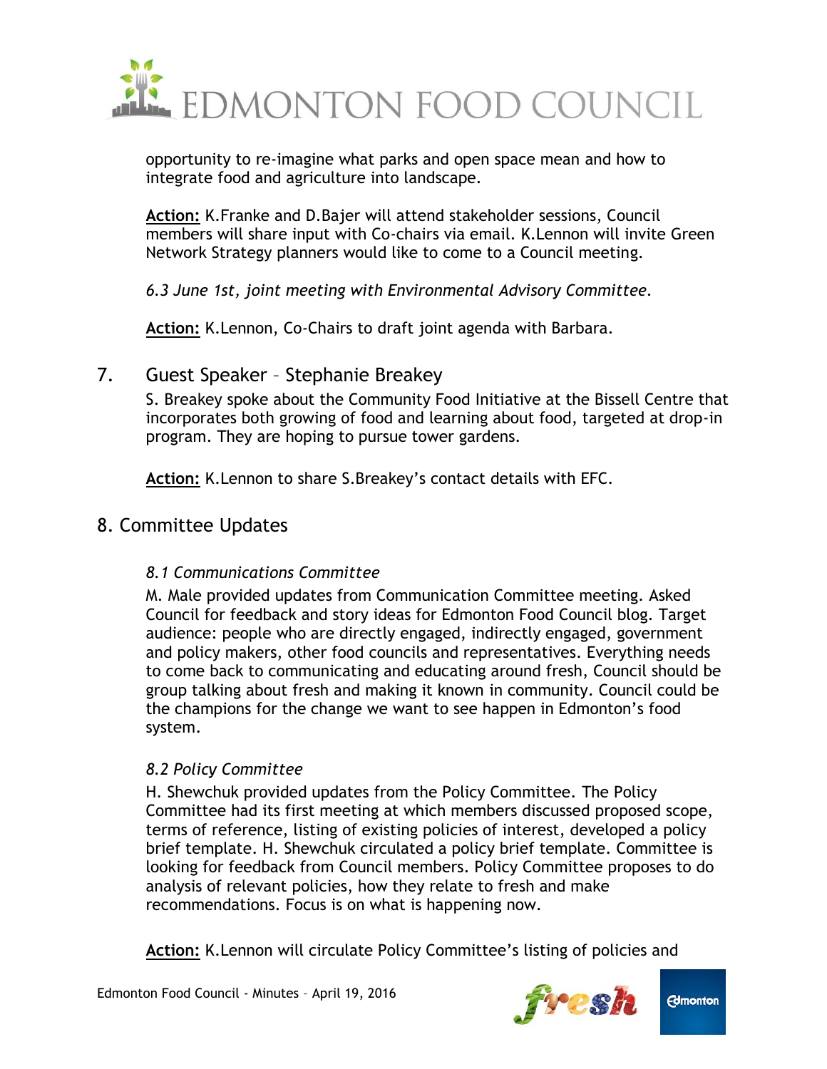opportunity to re-imagine what parks and open space mean and how to integrate food and agriculture into landscape.

**Action:** K.Franke and D.Bajer will attend stakeholder sessions, Council members will share input with Co-chairs via email. K.Lennon will invite Green Network Strategy planners would like to come to a Council meeting.

*6.3 June 1st, joint meeting with Environmental Advisory Committee.*

**Action:** K.Lennon, Co-Chairs to draft joint agenda with Barbara.

## 7. Guest Speaker – Stephanie Breakey

S. Breakey spoke about the Community Food Initiative at the Bissell Centre that incorporates both growing of food and learning about food, targeted at drop-in program. They are hoping to pursue tower gardens.

**Action:** K.Lennon to share S.Breakey's contact details with EFC.

## 8. Committee Updates

### *8.1 Communications Committee*

M. Male provided updates from Communication Committee meeting. Asked Council for feedback and story ideas for Edmonton Food Council blog. Target audience: people who are directly engaged, indirectly engaged, government and policy makers, other food councils and representatives. Everything needs to come back to communicating and educating around fresh, Council should be group talking about fresh and making it known in community. Council could be the champions for the change we want to see happen in Edmonton's food system.

### *8.2 Policy Committee*

H. Shewchuk provided updates from the Policy Committee. The Policy Committee had its first meeting at which members discussed proposed scope, terms of reference, listing of existing policies of interest, developed a policy brief template. H. Shewchuk circulated a policy brief template. Committee is looking for feedback from Council members. Policy Committee proposes to do analysis of relevant policies, how they relate to fresh and make recommendations. Focus is on what is happening now.

**Action:** K.Lennon will circulate Policy Committee's listing of policies and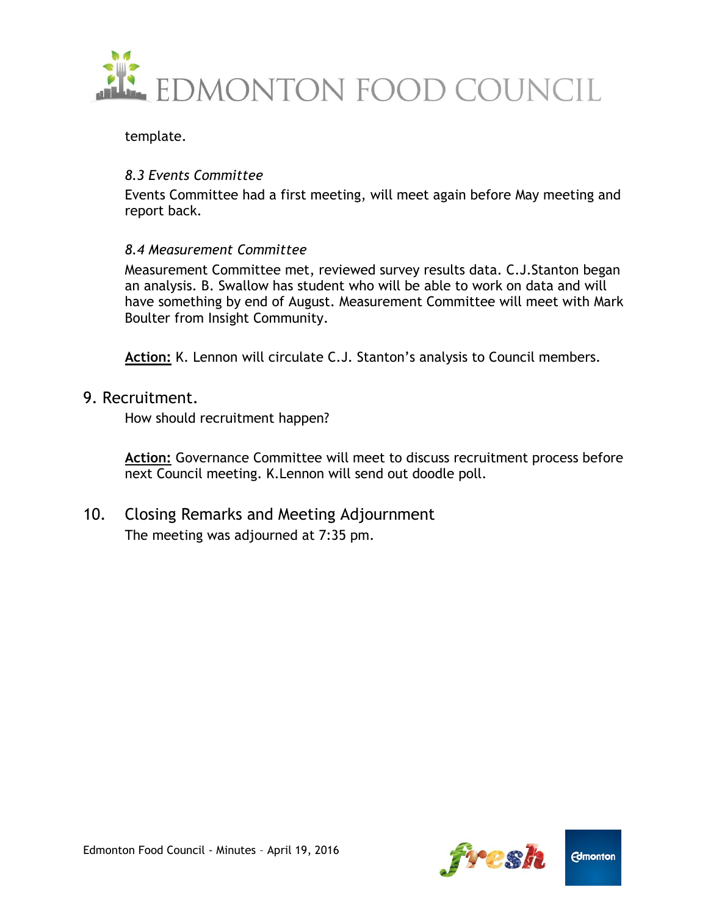template.

*8.3 Events Committee*

Events Committee had a first meeting, will meet again before May meeting and report back.

*8.4 Measurement Committee*

Measurement Committee met, reviewed survey results data. C.J.Stanton began an analysis. B. Swallow has student who will be able to work on data and will have something by end of August. Measurement Committee will meet with Mark Boulter from Insight Community.

**Action:** K. Lennon will circulate C.J. Stanton's analysis to Council members.

## 9. Recruitment.

How should recruitment happen?

**Action:** Governance Committee will meet to discuss recruitment process before next Council meeting. K.Lennon will send out doodle poll.

## 10. Closing Remarks and Meeting Adjournment

The meeting was adjourned at 7:35 pm.